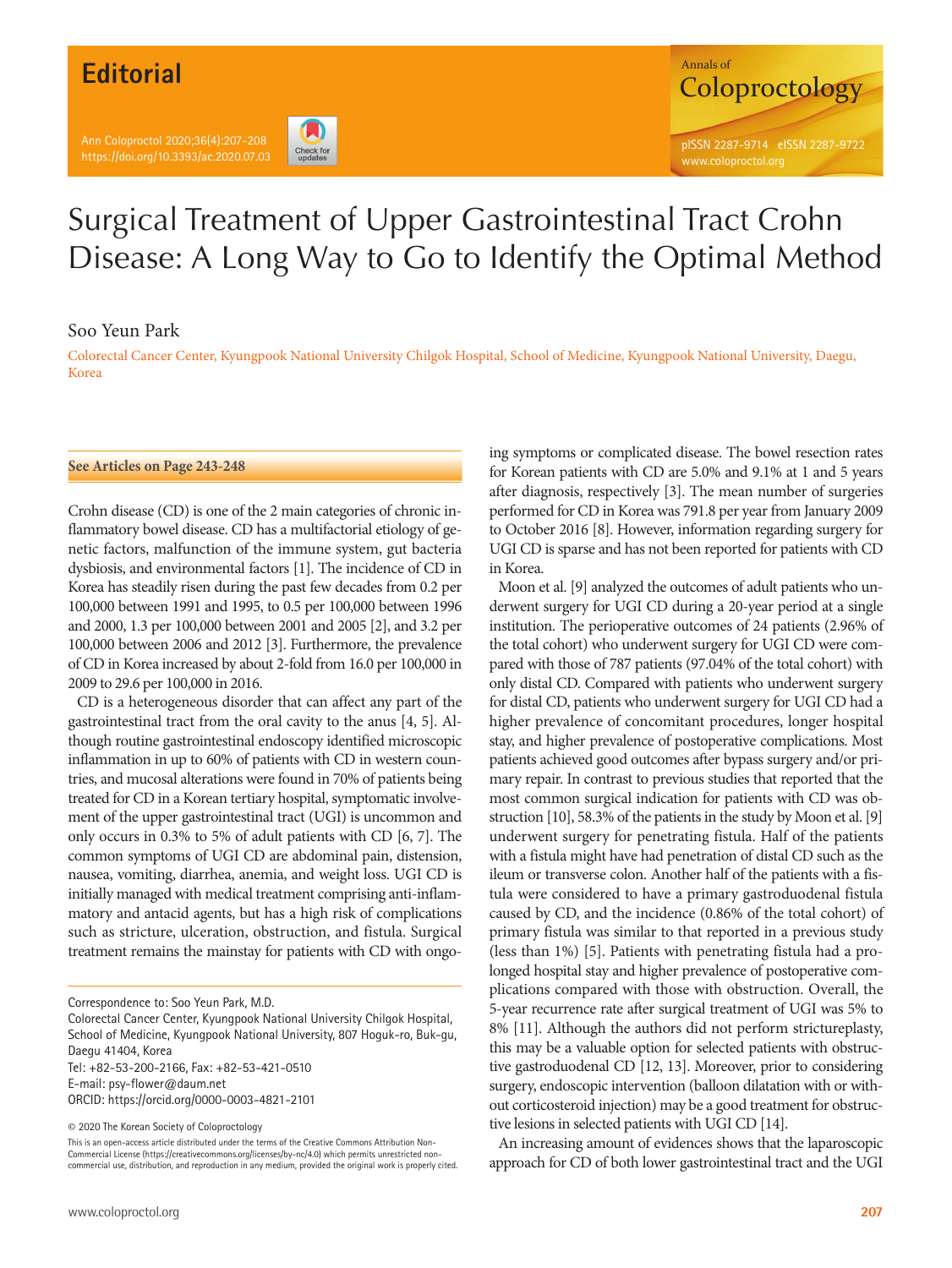# Editorial

# Surgical Treatment of Upper Gastrointestinal Tract Crohn Disease: A Long Way to Go to Identify the Optimal Method

Soo Yeun Park

Colorectal Cancer Center, Kyungpook National University Chilgok Hospital, School of Medicine, Kyungpook National University, Daegu, Korea

**See Articles on Page 243-248**

Crohn disease (CD) is one of the 2 main categories of chronic inflammatory bowel disease. CD has a multifactorial etiology of genetic factors, malfunction of the immune system, gut bacteria dysbiosis, and environmental factors [1]. The incidence of CD in Korea has steadily risen during the past few decades from 0.2 per 100,000 between 1991 and 1995, to 0.5 per 100,000 between 1996 and 2000, 1.3 per 100,000 between 2001 and 2005 [2], and 3.2 per 100,000 between 2006 and 2012 [3]. Furthermore, the prevalence of CD in Korea increased by about 2-fold from 16.0 per 100,000 in 2009 to 29.6 per 100,000 in 2016.

CD is a heterogeneous disorder that can affect any part of the gastrointestinal tract from the oral cavity to the anus [4, 5]. Although routine gastrointestinal endoscopy identified microscopic inflammation in up to 60% of patients with CD in western countries, and mucosal alterations were found in 70% of patients being treated for CD in a Korean tertiary hospital, symptomatic involvement of the upper gastrointestinal tract (UGI) is uncommon and only occurs in 0.3% to 5% of adult patients with CD [6, 7]. The common symptoms of UGI CD are abdominal pain, distension, nausea, vomiting, diarrhea, anemia, and weight loss. UGI CD is initially managed with medical treatment comprising anti-inflammatory and antacid agents, but has a high risk of complications such as stricture, ulceration, obstruction, and fistula. Surgical treatment remains the mainstay for patients with CD with ongoing symptoms or complicated disease. The bowel resection rates for Korean patients with CD are 5.0% and 9.1% at 1 and 5 years after diagnosis, respectively [3]. The mean number of surgeries performed for CD in Korea was 791.8 per year from January 2009 to October 2016 [8]. However, information regarding surgery for UGI CD is sparse and has not been reported for patients with CD in Korea.

Moon et al. [9] analyzed the outcomes of adult patients who underwent surgery for UGI CD during a 20-year period at a single institution. The perioperative outcomes of 24 patients (2.96% of the total cohort) who underwent surgery for UGI CD were compared with those of 787 patients (97.04% of the total cohort) with only distal CD. Compared with patients who underwent surgery for distal CD, patients who underwent surgery for UGI CD had a higher prevalence of concomitant procedures, longer hospital stay, and higher prevalence of postoperative complications. Most patients achieved good outcomes after bypass surgery and/or primary repair. In contrast to previous studies that reported that the most common surgical indication for patients with CD was obstruction [10], 58.3% of the patients in the study by Moon et al. [9] underwent surgery for penetrating fistula. Half of the patients with a fistula might have had penetration of distal CD such as the ileum or transverse colon. Another half of the patients with a fistula were considered to have a primary gastroduodenal fistula caused by CD, and the incidence (0.86% of the total cohort) of primary fistula was similar to that reported in a previous study (less than 1%) [5]. Patients with penetrating fistula had a prolonged hospital stay and higher prevalence of postoperative complications compared with those with obstruction. Overall, the 5-year recurrence rate after surgical treatment of UGI was 5% to 8% [11]. Although the authors did not perform strictureplasty, this may be a valuable option for selected patients with obstructive gastroduodenal CD [12, 13]. Moreover, prior to considering surgery, endoscopic intervention (balloon dilatation with or without corticosteroid injection) may be a good treatment for obstructive lesions in selected patients with UGI CD [14].

An increasing amount of evidences shows that the laparoscopic approach for CD of both lower gastrointestinal tract and the UGI

---

Correspondence to: Soo Yeun Park, M.D.
Colorectal Cancer Center, Kyungpook National University Chilgok Hospital, School of Medicine, Kyungpook National University, 807 Hoguk-ro, Buk-gu, Daegu 41404, Korea
Tel: +82-53-200-2166, Fax: +82-53-421-0510
E-mail: psy-flower@daum.net
ORCID: https://orcid.org/0000-0003-4821-2101

© 2020 The Korean Society of Coloproctology

This is an open-access article distributed under the terms of the Creative Commons Attribution Non-Commercial License (https://creativecommons.org/licenses/by-nc/4.0) which permits unrestricted non-commercial use, distribution, and reproduction in any medium, provided the original work is properly cited.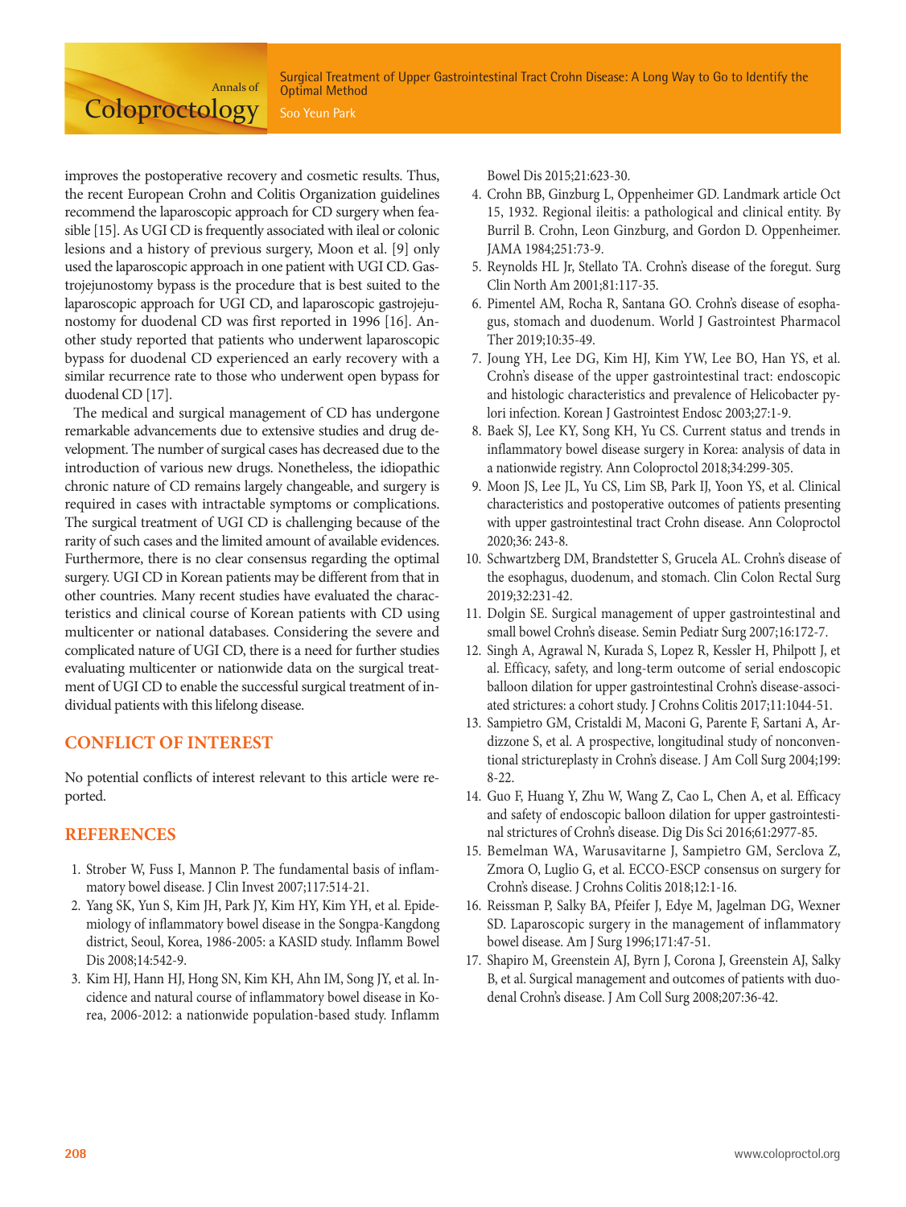improves the postoperative recovery and cosmetic results. Thus, the recent European Crohn and Colitis Organization guidelines recommend the laparoscopic approach for CD surgery when feasible [15]. As UGI CD is frequently associated with ileal or colonic lesions and a history of previous surgery, Moon et al. [9] only used the laparoscopic approach in one patient with UGI CD. Gastrojejunostomy bypass is the procedure that is best suited to the laparoscopic approach for UGI CD, and laparoscopic gastrojejunostomy for duodenal CD was first reported in 1996 [16]. Another study reported that patients who underwent laparoscopic bypass for duodenal CD experienced an early recovery with a similar recurrence rate to those who underwent open bypass for duodenal CD [17].

The medical and surgical management of CD has undergone remarkable advancements due to extensive studies and drug development. The number of surgical cases has decreased due to the introduction of various new drugs. Nonetheless, the idiopathic chronic nature of CD remains largely changeable, and surgery is required in cases with intractable symptoms or complications. The surgical treatment of UGI CD is challenging because of the rarity of such cases and the limited amount of available evidences. Furthermore, there is no clear consensus regarding the optimal surgery. UGI CD in Korean patients may be different from that in other countries. Many recent studies have evaluated the characteristics and clinical course of Korean patients with CD using multicenter or national databases. Considering the severe and complicated nature of UGI CD, there is a need for further studies evaluating multicenter or nationwide data on the surgical treatment of UGI CD to enable the successful surgical treatment of individual patients with this lifelong disease.

## CONFLICT OF INTEREST

No potential conflicts of interest relevant to this article were reported.

## REFERENCES

1. Strober W, Fuss I, Mannon P. The fundamental basis of inflammatory bowel disease. J Clin Invest 2007;117:514-21.
2. Yang SK, Yun S, Kim JH, Park JY, Kim HY, Kim YH, et al. Epidemiology of inflammatory bowel disease in the Songpa-Kangdong district, Seoul, Korea, 1986-2005: a KASID study. Inflamm Bowel Dis 2008;14:542-9.
3. Kim HJ, Hann HJ, Hong SN, Kim KH, Ahn IM, Song JY, et al. Incidence and natural course of inflammatory bowel disease in Korea, 2006-2012: a nationwide population-based study. Inflamm Bowel Dis 2015;21:623-30.
4. Crohn BB, Ginzburg L, Oppenheimer GD. Landmark article Oct 15, 1932. Regional ileitis: a pathological and clinical entity. By Burril B. Crohn, Leon Ginzburg, and Gordon D. Oppenheimer. JAMA 1984;251:73-9.
5. Reynolds HL Jr, Stellato TA. Crohn's disease of the foregut. Surg Clin North Am 2001;81:117-35.
6. Pimentel AM, Rocha R, Santana GO. Crohn's disease of esophagus, stomach and duodenum. World J Gastrointest Pharmacol Ther 2019;10:35-49.
7. Joung YH, Lee DG, Kim HJ, Kim YW, Lee BO, Han YS, et al. Crohn's disease of the upper gastrointestinal tract: endoscopic and histologic characteristics and prevalence of Helicobacter pylori infection. Korean J Gastrointest Endosc 2003;27:1-9.
8. Baek SJ, Lee KY, Song KH, Yu CS. Current status and trends in inflammatory bowel disease surgery in Korea: analysis of data in a nationwide registry. Ann Coloproctol 2018;34:299-305.
9. Moon JS, Lee JL, Yu CS, Lim SB, Park IJ, Yoon YS, et al. Clinical characteristics and postoperative outcomes of patients presenting with upper gastrointestinal tract Crohn disease. Ann Coloproctol 2020;36: 243-8.
10. Schwartzberg DM, Brandstetter S, Grucela AL. Crohn's disease of the esophagus, duodenum, and stomach. Clin Colon Rectal Surg 2019;32:231-42.
11. Dolgin SE. Surgical management of upper gastrointestinal and small bowel Crohn's disease. Semin Pediatr Surg 2007;16:172-7.
12. Singh A, Agrawal N, Kurada S, Lopez R, Kessler H, Philpott J, et al. Efficacy, safety, and long-term outcome of serial endoscopic balloon dilation for upper gastrointestinal Crohn's disease-associated strictures: a cohort study. J Crohns Colitis 2017;11:1044-51.
13. Sampietro GM, Cristaldi M, Maconi G, Parente F, Sartani A, Ardizzone S, et al. A prospective, longitudinal study of nonconventional strictureplasty in Crohn's disease. J Am Coll Surg 2004;199: 8-22.
14. Guo F, Huang Y, Zhu W, Wang Z, Cao L, Chen A, et al. Efficacy and safety of endoscopic balloon dilation for upper gastrointestinal strictures of Crohn's disease. Dig Dis Sci 2016;61:2977-85.
15. Bemelman WA, Warusavitarne J, Sampietro GM, Serclova Z, Zmora O, Luglio G, et al. ECCO-ESCP consensus on surgery for Crohn's disease. J Crohns Colitis 2018;12:1-16.
16. Reissman P, Salky BA, Pfeifer J, Edye M, Jagelman DG, Wexner SD. Laparoscopic surgery in the management of inflammatory bowel disease. Am J Surg 1996;171:47-51.
17. Shapiro M, Greenstein AJ, Byrn J, Corona J, Greenstein AJ, Salky B, et al. Surgical management and outcomes of patients with duodenal Crohn's disease. J Am Coll Surg 2008;207:36-42.